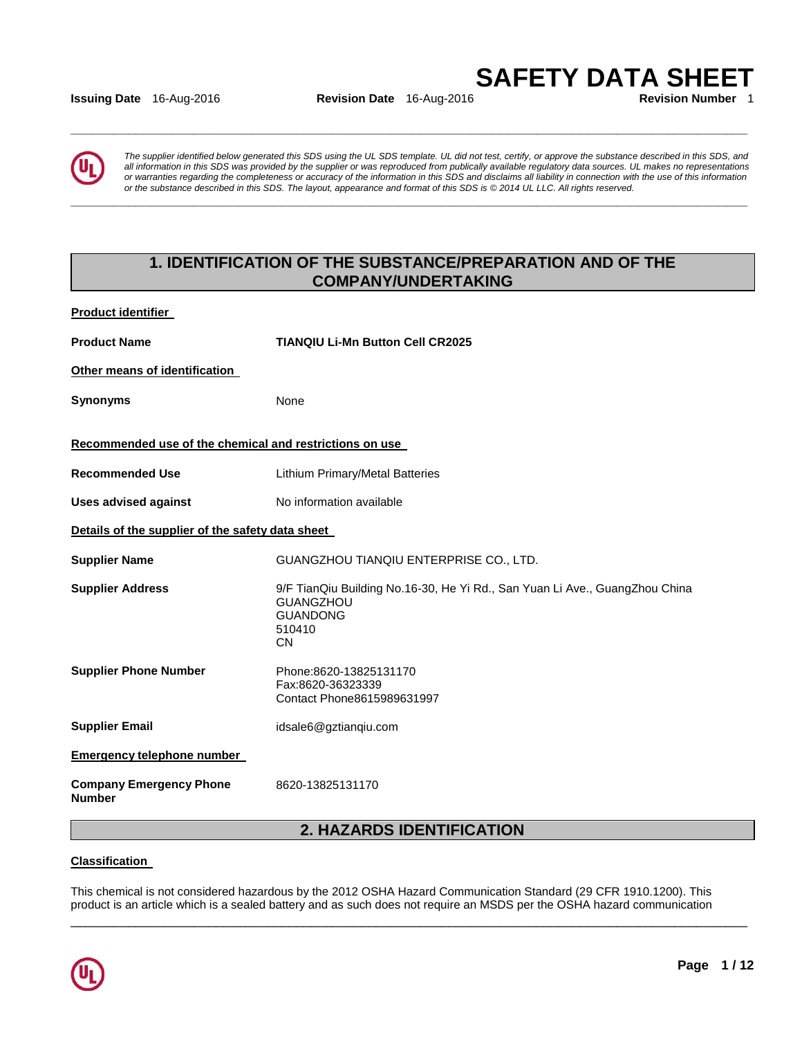# SAFETY DATA SHEET

**Issuing Date** 16-Aug-2016 **Revision Date** 16-Aug-2016 **Revision Number** 1

*The supplier identified below generated this SDS using the UL SDS template. UL did not test, certify, or approve the substance described in this SDS, and all information in this SDS was provided by the supplier or was reproduced from publically available regulatory data sources. UL makes no representations or warranties regarding the completeness or accuracy of the information in this SDS and disclaims all liability in connection with the use of this information or the substance described in this SDS. The layout, appearance and format of this SDS is © 2014 UL LLC. All rights reserved.*

## 1. IDENTIFICATION OF THE SUBSTANCE/PREPARATION AND OF THE COMPANY/UNDERTAKING

**Product identifier**

**Product Name** **TIANQIU Li-Mn Button Cell CR2025**

**Other means of identification**

**Synonyms** None

**Recommended use of the chemical and restrictions on use**

**Recommended Use** Lithium Primary/Metal Batteries

**Uses advised against** No information available

**Details of the supplier of the safety data sheet**

**Supplier Name** GUANGZHOU TIANQIU ENTERPRISE CO., LTD.

**Supplier Address** 9/F TianQiu Building No.16-30, He Yi Rd., San Yuan Li Ave., GuangZhou China
GUANGZHOU
GUANDONG
510410
CN

**Supplier Phone Number** Phone:8620-13825131170
Fax:8620-36323339
Contact Phone8615989631997

**Supplier Email** idsale6@gztianqiu.com

**Emergency telephone number**

**Company Emergency Phone Number** 8620-13825131170

## 2. HAZARDS IDENTIFICATION

**Classification**

This chemical is not considered hazardous by the 2012 OSHA Hazard Communication Standard (29 CFR 1910.1200). This product is an article which is a sealed battery and as such does not require an MSDS per the OSHA hazard communication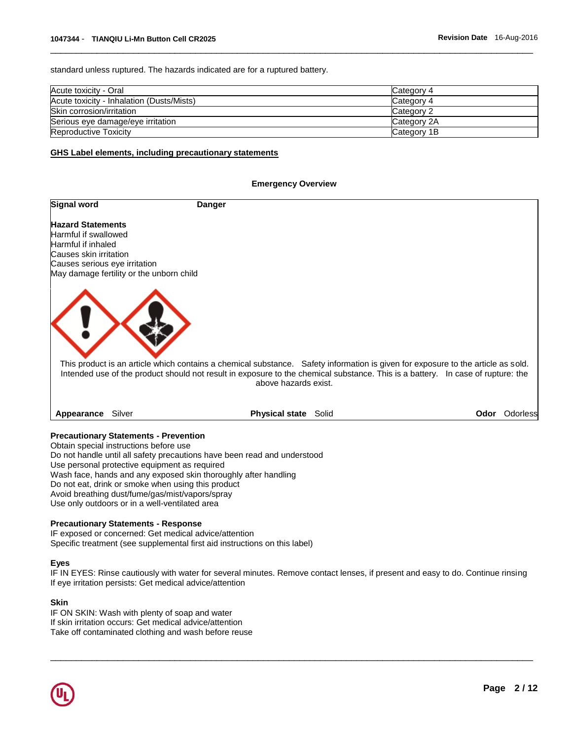standard unless ruptured. The hazards indicated are for a ruptured battery.

| Acute toxicity - Oral | Category 4 |
|---|---|
| Acute toxicity - Inhalation (Dusts/Mists) | Category 4 |
| Skin corrosion/irritation | Category 2 |
| Serious eye damage/eye irritation | Category 2A |
| Reproductive Toxicity | Category 1B |

**GHS Label elements, including precautionary statements**

**Emergency Overview**

**Signal word** **Danger**

**Hazard Statements**
Harmful if swallowed
Harmful if inhaled
Causes skin irritation
Causes serious eye irritation
May damage fertility or the unborn child

This product is an article which contains a chemical substance. Safety information is given for exposure to the article as sold. Intended use of the product should not result in exposure to the chemical substance. This is a battery. In case of rupture: the above hazards exist.

**Appearance** Silver **Physical state** Solid **Odor** Odorless

**Precautionary Statements - Prevention**
Obtain special instructions before use
Do not handle until all safety precautions have been read and understood
Use personal protective equipment as required
Wash face, hands and any exposed skin thoroughly after handling
Do not eat, drink or smoke when using this product
Avoid breathing dust/fume/gas/mist/vapors/spray
Use only outdoors or in a well-ventilated area

**Precautionary Statements - Response**
IF exposed or concerned: Get medical advice/attention
Specific treatment (see supplemental first aid instructions on this label)

**Eyes**
IF IN EYES: Rinse cautiously with water for several minutes. Remove contact lenses, if present and easy to do. Continue rinsing
If eye irritation persists: Get medical advice/attention

**Skin**
IF ON SKIN: Wash with plenty of soap and water
If skin irritation occurs: Get medical advice/attention
Take off contaminated clothing and wash before reuse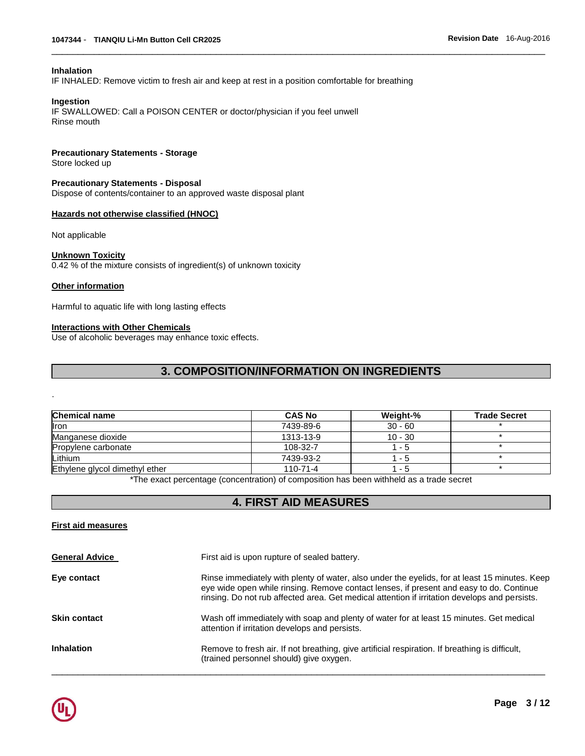### Inhalation

IF INHALED: Remove victim to fresh air and keep at rest in a position comfortable for breathing

### Ingestion

IF SWALLOWED: Call a POISON CENTER or doctor/physician if you feel unwell
Rinse mouth

### Precautionary Statements - Storage

Store locked up

### Precautionary Statements - Disposal

Dispose of contents/container to an approved waste disposal plant

### Hazards not otherwise classified (HNOC)

Not applicable

### Unknown Toxicity

0.42 % of the mixture consists of ingredient(s) of unknown toxicity

### Other information

Harmful to aquatic life with long lasting effects

### Interactions with Other Chemicals

Use of alcoholic beverages may enhance toxic effects.

## 3. COMPOSITION/INFORMATION ON INGREDIENTS

.

| Chemical name | CAS No | Weight-% | Trade Secret |
|---|---|---|---|
| Iron | 7439-89-6 | 30 - 60 | * |
| Manganese dioxide | 1313-13-9 | 10 - 30 | * |
| Propylene carbonate | 108-32-7 | 1 - 5 | * |
| Lithium | 7439-93-2 | 1 - 5 | * |
| Ethylene glycol dimethyl ether | 110-71-4 | 1 - 5 | * |

*The exact percentage (concentration) of composition has been withheld as a trade secret

## 4. FIRST AID MEASURES

### First aid measures

**General Advice** First aid is upon rupture of sealed battery.

**Eye contact** Rinse immediately with plenty of water, also under the eyelids, for at least 15 minutes. Keep eye wide open while rinsing. Remove contact lenses, if present and easy to do. Continue rinsing. Do not rub affected area. Get medical attention if irritation develops and persists.

**Skin contact** Wash off immediately with soap and plenty of water for at least 15 minutes. Get medical attention if irritation develops and persists.

**Inhalation** Remove to fresh air. If not breathing, give artificial respiration. If breathing is difficult, (trained personnel should) give oxygen.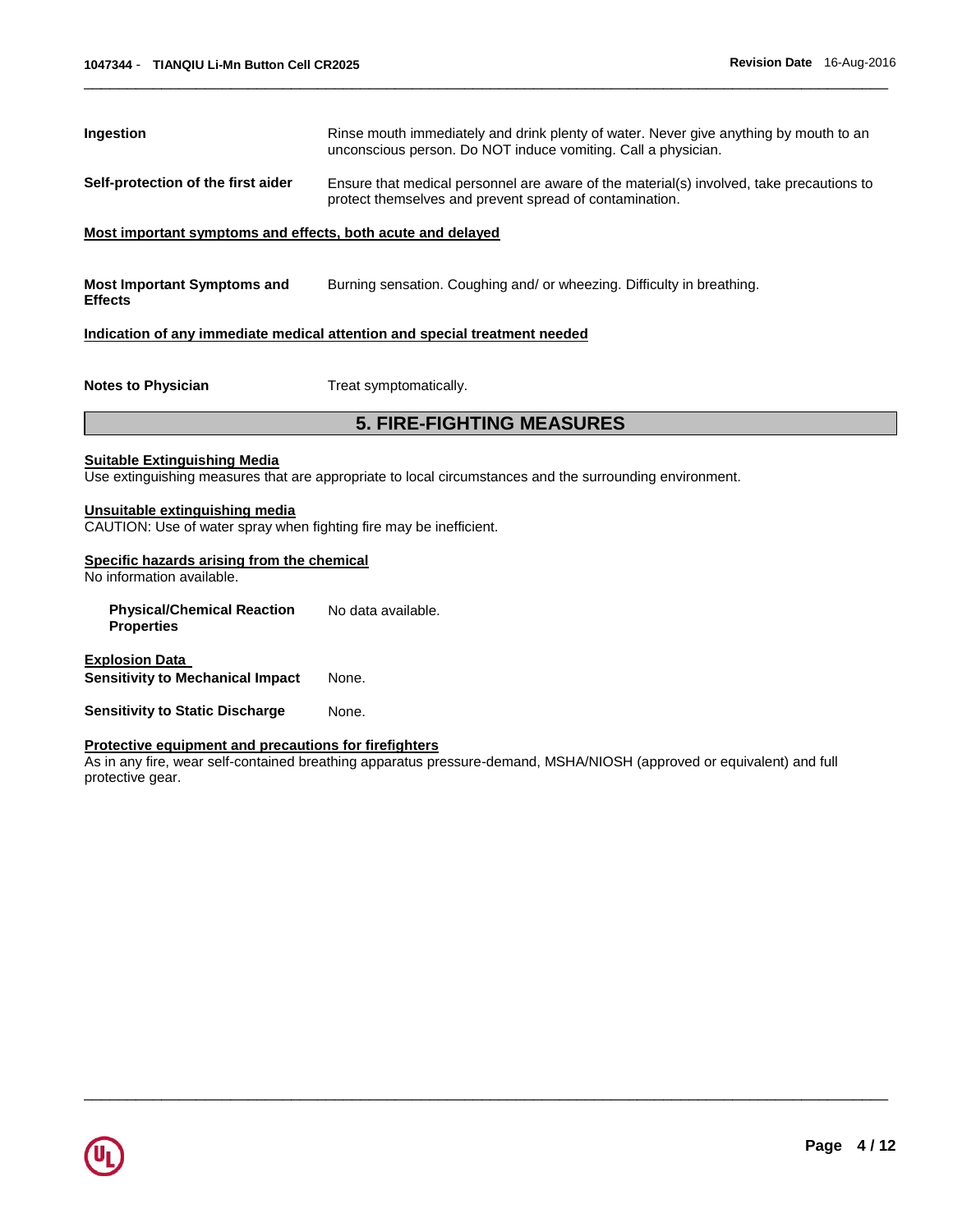**Ingestion** Rinse mouth immediately and drink plenty of water. Never give anything by mouth to an unconscious person. Do NOT induce vomiting. Call a physician.

**Self-protection of the first aider** Ensure that medical personnel are aware of the material(s) involved, take precautions to protect themselves and prevent spread of contamination.

**Most important symptoms and effects, both acute and delayed**

**Most Important Symptoms and Effects** Burning sensation. Coughing and/ or wheezing. Difficulty in breathing.

**Indication of any immediate medical attention and special treatment needed**

**Notes to Physician** Treat symptomatically.

## 5. FIRE-FIGHTING MEASURES

**Suitable Extinguishing Media**

Use extinguishing measures that are appropriate to local circumstances and the surrounding environment.

**Unsuitable extinguishing media**

CAUTION: Use of water spray when fighting fire may be inefficient.

**Specific hazards arising from the chemical**

No information available.

**Physical/Chemical Reaction Properties** No data available.

**Explosion Data**

**Sensitivity to Mechanical Impact** None.

**Sensitivity to Static Discharge** None.

**Protective equipment and precautions for firefighters**

As in any fire, wear self-contained breathing apparatus pressure-demand, MSHA/NIOSH (approved or equivalent) and full protective gear.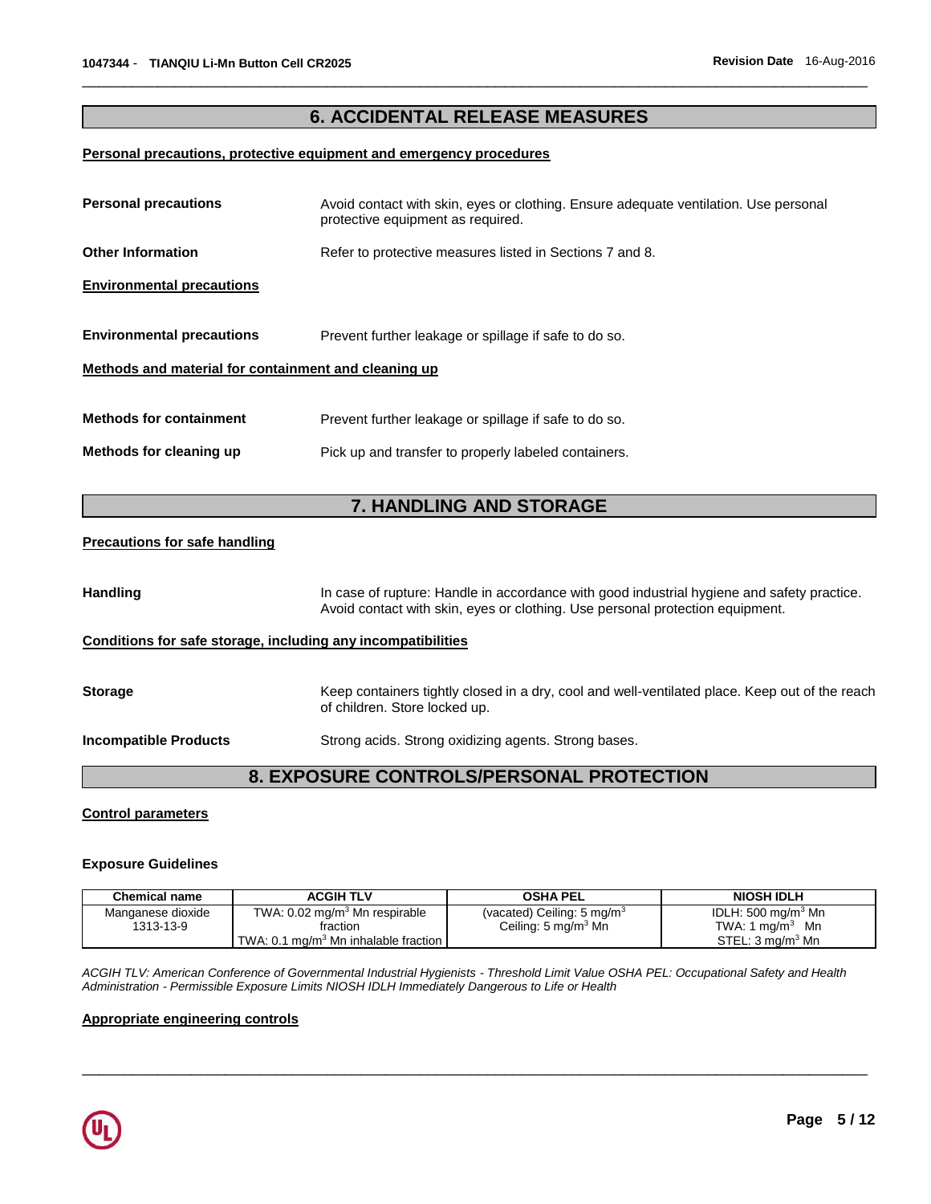## 6. ACCIDENTAL RELEASE MEASURES

**Personal precautions, protective equipment and emergency procedures**

**Personal precautions** Avoid contact with skin, eyes or clothing. Ensure adequate ventilation. Use personal protective equipment as required.

**Other Information** Refer to protective measures listed in Sections 7 and 8.

**Environmental precautions**

**Environmental precautions** Prevent further leakage or spillage if safe to do so.

**Methods and material for containment and cleaning up**

**Methods for containment** Prevent further leakage or spillage if safe to do so.

**Methods for cleaning up** Pick up and transfer to properly labeled containers.

## 7. HANDLING AND STORAGE

**Precautions for safe handling**

**Handling** In case of rupture: Handle in accordance with good industrial hygiene and safety practice. Avoid contact with skin, eyes or clothing. Use personal protection equipment.

**Conditions for safe storage, including any incompatibilities**

**Storage** Keep containers tightly closed in a dry, cool and well-ventilated place. Keep out of the reach of children. Store locked up.

**Incompatible Products** Strong acids. Strong oxidizing agents. Strong bases.

## 8. EXPOSURE CONTROLS/PERSONAL PROTECTION

**Control parameters**

**Exposure Guidelines**

| Chemical name | ACGIH TLV | OSHA PEL | NIOSH IDLH |
|---|---|---|---|
| Manganese dioxide 1313-13-9 | TWA: 0.02 mg/m$^3$ Mn respirable fraction<br>TWA: 0.1 mg/m$^3$ Mn inhalable fraction | (vacated) Ceiling: 5 mg/m$^3$<br>Ceiling: 5 mg/m$^3$ Mn | IDLH: 500 mg/m$^3$ Mn<br>TWA: 1 mg/m$^3$ Mn<br>STEL: 3 mg/m$^3$ Mn |

*ACGIH TLV: American Conference of Governmental Industrial Hygienists - Threshold Limit Value OSHA PEL: Occupational Safety and Health Administration - Permissible Exposure Limits NIOSH IDLH Immediately Dangerous to Life or Health*

**Appropriate engineering controls**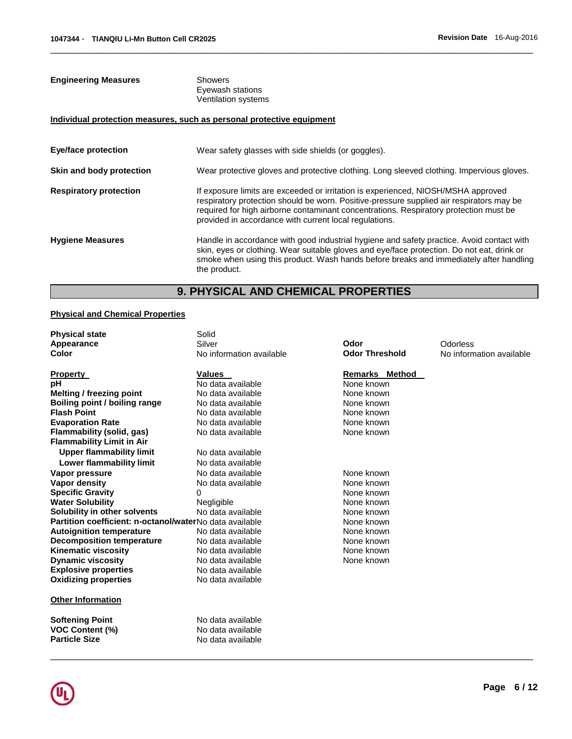| | |
|---|---|
| **Engineering Measures** | Showers<br>Eyewash stations<br>Ventilation systems |

**Individual protection measures, such as personal protective equipment**

| | |
|---|---|
| **Eye/face protection** | Wear safety glasses with side shields (or goggles). |
| **Skin and body protection** | Wear protective gloves and protective clothing. Long sleeved clothing. Impervious gloves. |
| **Respiratory protection** | If exposure limits are exceeded or irritation is experienced, NIOSH/MSHA approved respiratory protection should be worn. Positive-pressure supplied air respirators may be required for high airborne contaminant concentrations. Respiratory protection must be provided in accordance with current local regulations. |
| **Hygiene Measures** | Handle in accordance with good industrial hygiene and safety practice. Avoid contact with skin, eyes or clothing. Wear suitable gloves and eye/face protection. Do not eat, drink or smoke when using this product. Wash hands before breaks and immediately after handling the product. |

# 9. PHYSICAL AND CHEMICAL PROPERTIES

**Physical and Chemical Properties**

| | | | |
|---|---|---|---|
| **Physical state** | Solid | | |
| **Appearance** | Silver | **Odor** | Odorless |
| **Color** | No information available | **Odor Threshold** | No information available |

| Property | Values | Remarks Method |
|---|---|---|
| **pH** | No data available | None known |
| **Melting / freezing point** | No data available | None known |
| **Boiling point / boiling range** | No data available | None known |
| **Flash Point** | No data available | None known |
| **Evaporation Rate** | No data available | None known |
| **Flammability (solid, gas)** | No data available | None known |
| **Flammability Limit in Air** | | |
| **Upper flammability limit** | No data available | |
| **Lower flammability limit** | No data available | |
| **Vapor pressure** | No data available | None known |
| **Vapor density** | No data available | None known |
| **Specific Gravity** | 0 | None known |
| **Water Solubility** | Negligible | None known |
| **Solubility in other solvents** | No data available | None known |
| **Partition coefficient: n-octanol/water** | No data available | None known |
| **Autoignition temperature** | No data available | None known |
| **Decomposition temperature** | No data available | None known |
| **Kinematic viscosity** | No data available | None known |
| **Dynamic viscosity** | No data available | None known |
| **Explosive properties** | No data available | |
| **Oxidizing properties** | No data available | |

**Other Information**

| | |
|---|---|
| **Softening Point** | No data available |
| **VOC Content (%)** | No data available |
| **Particle Size** | No data available |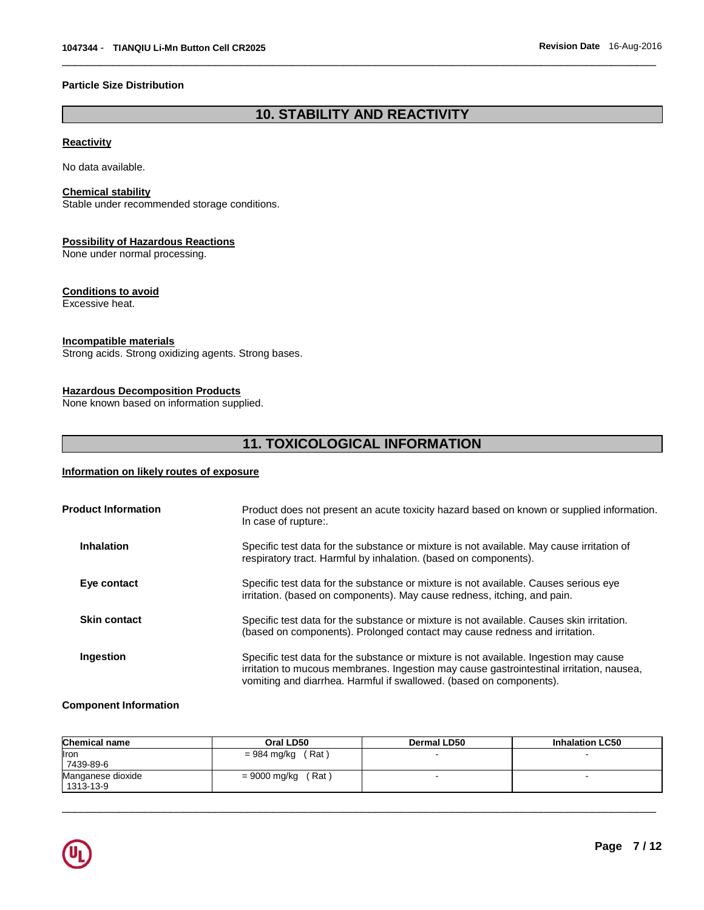**Particle Size Distribution**

## 10. STABILITY AND REACTIVITY

**Reactivity**

No data available.

**Chemical stability**

Stable under recommended storage conditions.

**Possibility of Hazardous Reactions**

None under normal processing.

**Conditions to avoid**

Excessive heat.

**Incompatible materials**

Strong acids. Strong oxidizing agents. Strong bases.

**Hazardous Decomposition Products**

None known based on information supplied.

## 11. TOXICOLOGICAL INFORMATION

**Information on likely routes of exposure**

**Product Information** Product does not present an acute toxicity hazard based on known or supplied information. In case of rupture:.

**Inhalation** Specific test data for the substance or mixture is not available. May cause irritation of respiratory tract. Harmful by inhalation. (based on components).

**Eye contact** Specific test data for the substance or mixture is not available. Causes serious eye irritation. (based on components). May cause redness, itching, and pain.

**Skin contact** Specific test data for the substance or mixture is not available. Causes skin irritation. (based on components). Prolonged contact may cause redness and irritation.

**Ingestion** Specific test data for the substance or mixture is not available. Ingestion may cause irritation to mucous membranes. Ingestion may cause gastrointestinal irritation, nausea, vomiting and diarrhea. Harmful if swallowed. (based on components).

**Component Information**

| Chemical name | Oral LD50 | Dermal LD50 | Inhalation LC50 |
|---|---|---|---|
| Iron<br>7439-89-6 | = 984 mg/kg ( Rat ) | - | - |
| Manganese dioxide<br>1313-13-9 | = 9000 mg/kg ( Rat ) | - | - |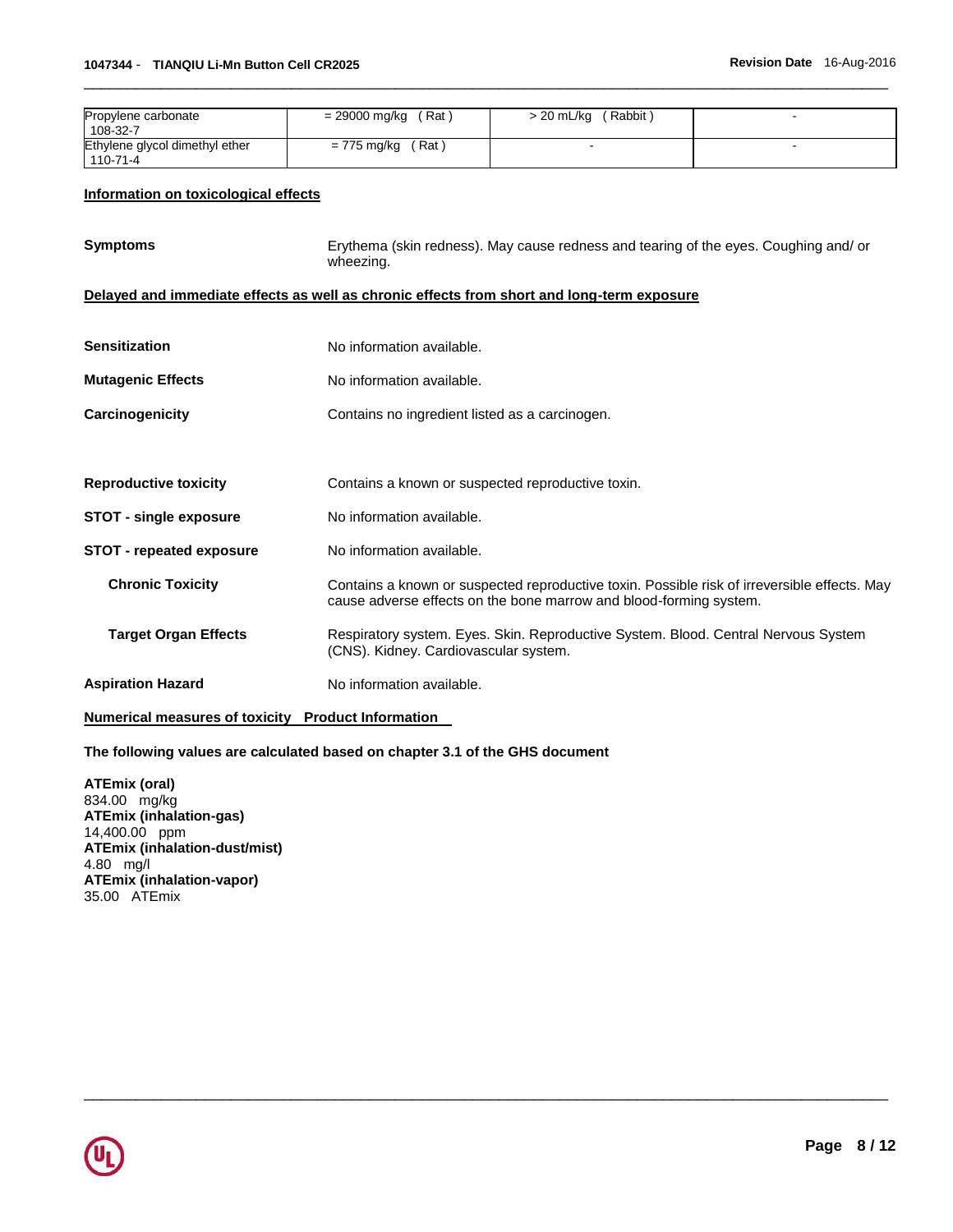| | | | |
|---|---|---|---|
| Propylene carbonate<br>108-32-7 | = 29000 mg/kg ( Rat ) | > 20 mL/kg ( Rabbit ) | - |
| Ethylene glycol dimethyl ether<br>110-71-4 | = 775 mg/kg ( Rat ) | - | - |

**Information on toxicological effects**

**Symptoms** Erythema (skin redness). May cause redness and tearing of the eyes. Coughing and/ or wheezing.

**Delayed and immediate effects as well as chronic effects from short and long-term exposure**

**Sensitization** No information available.

**Mutagenic Effects** No information available.

**Carcinogenicity** Contains no ingredient listed as a carcinogen.

**Reproductive toxicity** Contains a known or suspected reproductive toxin.

**STOT - single exposure** No information available.

**STOT - repeated exposure** No information available.

**Chronic Toxicity** Contains a known or suspected reproductive toxin. Possible risk of irreversible effects. May cause adverse effects on the bone marrow and blood-forming system.

**Target Organ Effects** Respiratory system. Eyes. Skin. Reproductive System. Blood. Central Nervous System (CNS). Kidney. Cardiovascular system.

**Aspiration Hazard** No information available.

**Numerical measures of toxicity Product Information**

**The following values are calculated based on chapter 3.1 of the GHS document**

**ATEmix (oral)**
834.00 mg/kg
**ATEmix (inhalation-gas)**
14,400.00 ppm
**ATEmix (inhalation-dust/mist)**
4.80 mg/l
**ATEmix (inhalation-vapor)**
35.00 ATEmix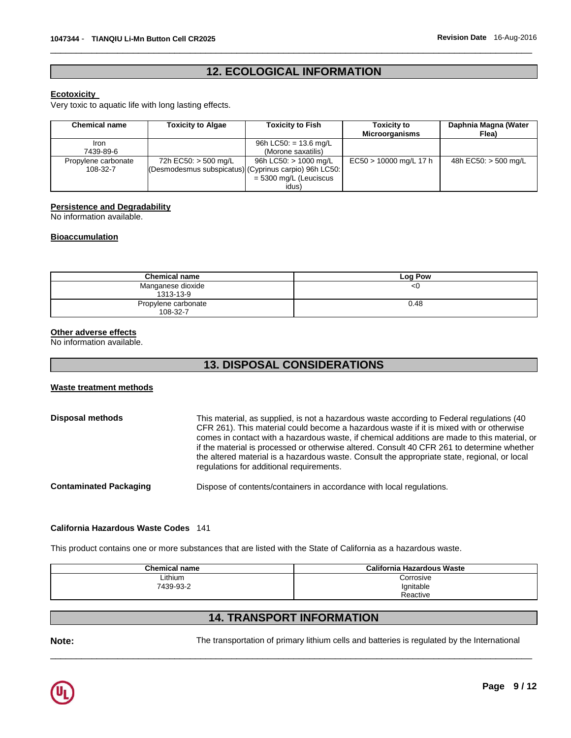## 12. ECOLOGICAL INFORMATION

**Ecotoxicity**

Very toxic to aquatic life with long lasting effects.

| Chemical name | Toxicity to Algae | Toxicity to Fish | Toxicity to Microorganisms | Daphnia Magna (Water Flea) |
|---|---|---|---|---|
| Iron<br>7439-89-6 | | 96h LC50: = 13.6 mg/L (Morone saxatilis) | | |
| Propylene carbonate<br>108-32-7 | 72h EC50: > 500 mg/L (Desmodesmus subspicatus) | 96h LC50: > 1000 mg/L (Cyprinus carpio) 96h LC50: = 5300 mg/L (Leuciscus idus) | EC50 > 10000 mg/L 17 h | 48h EC50: > 500 mg/L |

**Persistence and Degradability**

No information available.

**Bioaccumulation**

| Chemical name | Log Pow |
|---|---|
| Manganese dioxide<br>1313-13-9 | <0 |
| Propylene carbonate<br>108-32-7 | 0.48 |

**Other adverse effects**

No information available.

## 13. DISPOSAL CONSIDERATIONS

**Waste treatment methods**

**Disposal methods** This material, as supplied, is not a hazardous waste according to Federal regulations (40 CFR 261). This material could become a hazardous waste if it is mixed with or otherwise comes in contact with a hazardous waste, if chemical additions are made to this material, or if the material is processed or otherwise altered. Consult 40 CFR 261 to determine whether the altered material is a hazardous waste. Consult the appropriate state, regional, or local regulations for additional requirements.

**Contaminated Packaging** Dispose of contents/containers in accordance with local regulations.

**California Hazardous Waste Codes** 141

This product contains one or more substances that are listed with the State of California as a hazardous waste.

| Chemical name | California Hazardous Waste |
|---|---|
| Lithium<br>7439-93-2 | Corrosive<br>Ignitable<br>Reactive |

## 14. TRANSPORT INFORMATION

**Note:** The transportation of primary lithium cells and batteries is regulated by the International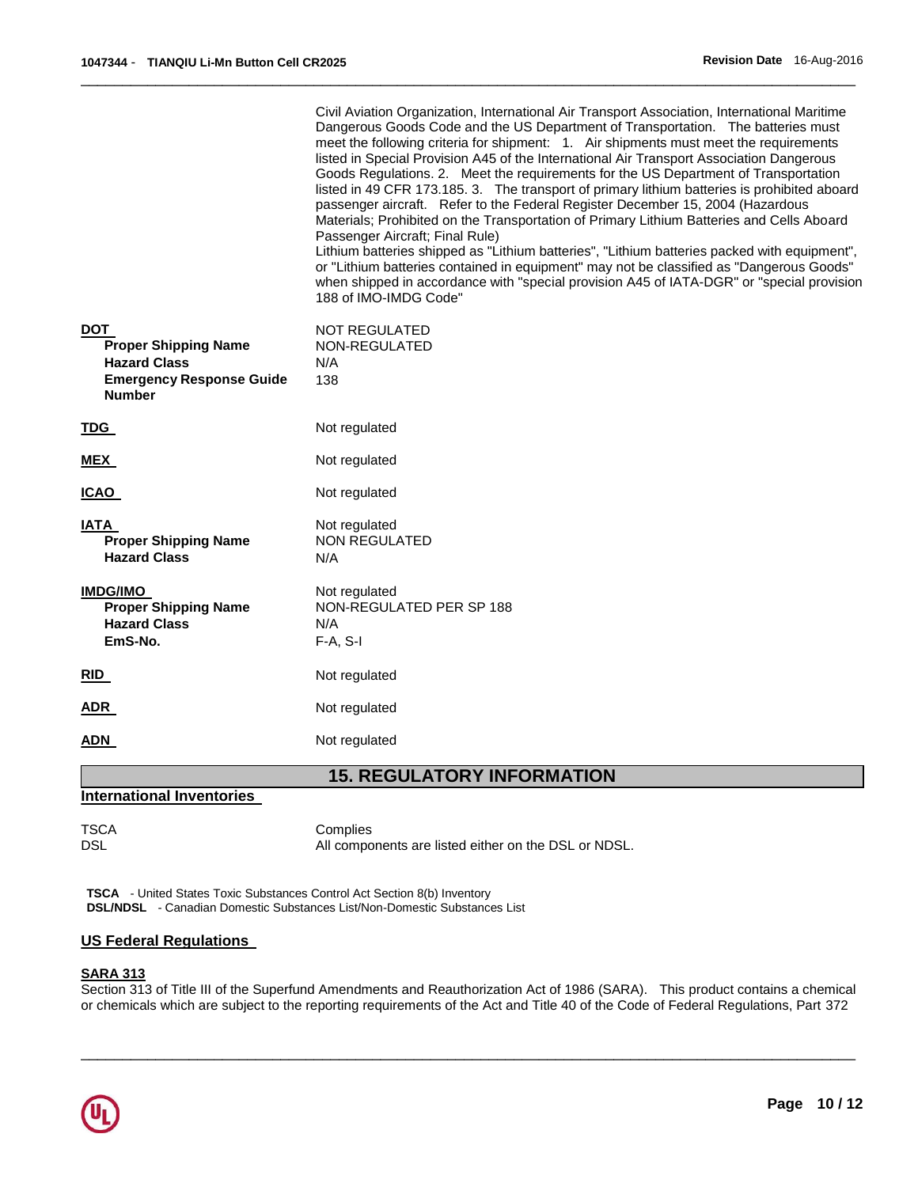Civil Aviation Organization, International Air Transport Association, International Maritime Dangerous Goods Code and the US Department of Transportation. The batteries must meet the following criteria for shipment: 1. Air shipments must meet the requirements listed in Special Provision A45 of the International Air Transport Association Dangerous Goods Regulations. 2. Meet the requirements for the US Department of Transportation listed in 49 CFR 173.185. 3. The transport of primary lithium batteries is prohibited aboard passenger aircraft. Refer to the Federal Register December 15, 2004 (Hazardous Materials; Prohibited on the Transportation of Primary Lithium Batteries and Cells Aboard Passenger Aircraft; Final Rule)
Lithium batteries shipped as "Lithium batteries", "Lithium batteries packed with equipment", or "Lithium batteries contained in equipment" may not be classified as "Dangerous Goods" when shipped in accordance with "special provision A45 of IATA-DGR" or "special provision 188 of IMO-IMDG Code"

| | |
|---|---|
| **DOT** | NOT REGULATED |
| **Proper Shipping Name** | NON-REGULATED |
| **Hazard Class** | N/A |
| **Emergency Response Guide Number** | 138 |
| **TDG** | Not regulated |
| **MEX** | Not regulated |
| **ICAO** | Not regulated |
| **IATA** | Not regulated |
| **Proper Shipping Name** | NON REGULATED |
| **Hazard Class** | N/A |
| **IMDG/IMO** | Not regulated |
| **Proper Shipping Name** | NON-REGULATED PER SP 188 |
| **Hazard Class** | N/A |
| **EmS-No.** | F-A, S-I |
| **RID** | Not regulated |
| **ADR** | Not regulated |
| **ADN** | Not regulated |

## 15. REGULATORY INFORMATION

### International Inventories

| | |
|---|---|
| TSCA | Complies |
| DSL | All components are listed either on the DSL or NDSL. |

**TSCA** - United States Toxic Substances Control Act Section 8(b) Inventory
**DSL/NDSL** - Canadian Domestic Substances List/Non-Domestic Substances List

### US Federal Regulations

**SARA 313**

Section 313 of Title III of the Superfund Amendments and Reauthorization Act of 1986 (SARA). This product contains a chemical or chemicals which are subject to the reporting requirements of the Act and Title 40 of the Code of Federal Regulations, Part 372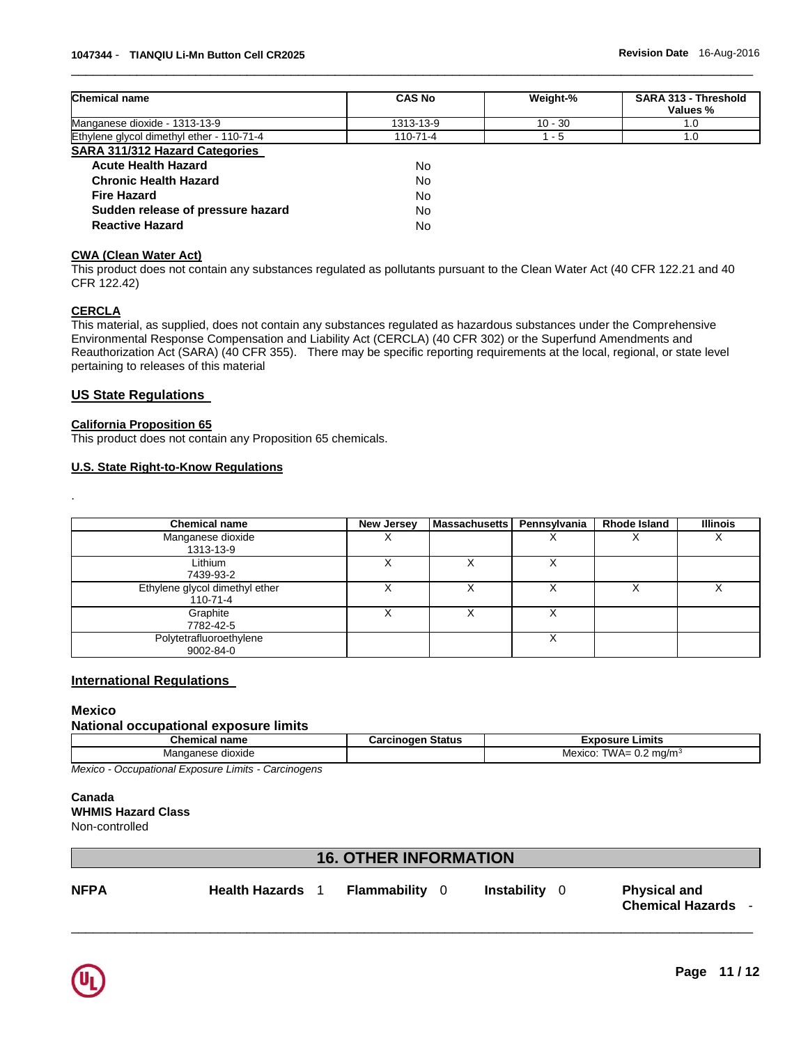| Chemical name | CAS No | Weight-% | SARA 313 - Threshold Values % |
|---|---|---|---|
| Manganese dioxide - 1313-13-9 | 1313-13-9 | 10 - 30 | 1.0 |
| Ethylene glycol dimethyl ether - 110-71-4 | 110-71-4 | 1 - 5 | 1.0 |

**SARA 311/312 Hazard Categories**

| | |
|---|---|
| **Acute Health Hazard** | No |
| **Chronic Health Hazard** | No |
| **Fire Hazard** | No |
| **Sudden release of pressure hazard** | No |
| **Reactive Hazard** | No |

**CWA (Clean Water Act)**

This product does not contain any substances regulated as pollutants pursuant to the Clean Water Act (40 CFR 122.21 and 40 CFR 122.42)

**CERCLA**

This material, as supplied, does not contain any substances regulated as hazardous substances under the Comprehensive Environmental Response Compensation and Liability Act (CERCLA) (40 CFR 302) or the Superfund Amendments and Reauthorization Act (SARA) (40 CFR 355). There may be specific reporting requirements at the local, regional, or state level pertaining to releases of this material

## US State Regulations

**California Proposition 65**

This product does not contain any Proposition 65 chemicals.

**U.S. State Right-to-Know Regulations**

.

| Chemical name | New Jersey | Massachusetts | Pennsylvania | Rhode Island | Illinois |
|---|---|---|---|---|---|
| Manganese dioxide 1313-13-9 | X | | X | X | X |
| Lithium 7439-93-2 | X | X | X | | |
| Ethylene glycol dimethyl ether 110-71-4 | X | X | X | X | X |
| Graphite 7782-42-5 | X | X | X | | |
| Polytetrafluoroethylene 9002-84-0 | | | X | | |

## International Regulations

### Mexico

**National occupational exposure limits**

| Chemical name | Carcinogen Status | Exposure Limits |
|---|---|---|
| Manganese dioxide | | Mexico: TWA= 0.2 mg/m$^3$ |

*Mexico - Occupational Exposure Limits - Carcinogens*

### Canada

**WHMIS Hazard Class**

Non-controlled

## 16. OTHER INFORMATION

| | | | | |
|---|---|---|---|---|
| **NFPA** | **Health Hazards** 1 | **Flammability** 0 | **Instability** 0 | **Physical and Chemical Hazards** - |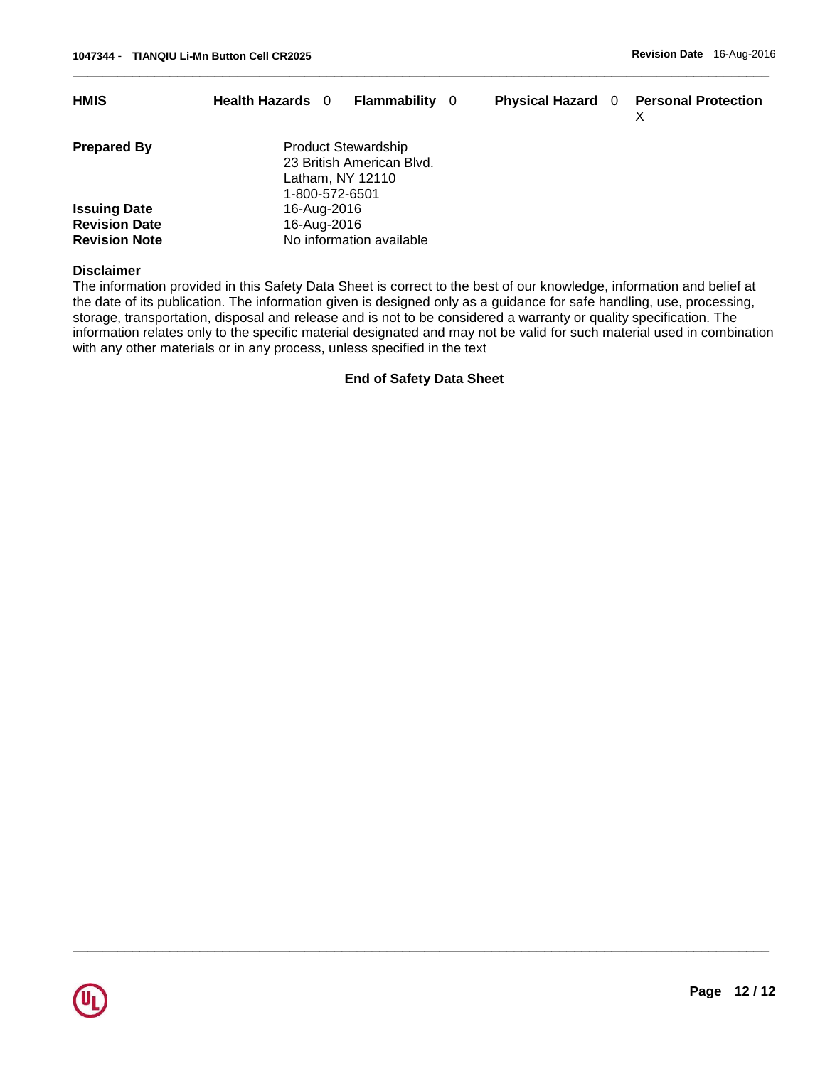| | | | | |
|---|---|---|---|---|
| **HMIS** | **Health Hazards** 0 | **Flammability** 0 | **Physical Hazard** 0 | **Personal Protection** X |

**Prepared By** Product Stewardship
23 British American Blvd.
Latham, NY 12110
1-800-572-6501

**Issuing Date** 16-Aug-2016

**Revision Date** 16-Aug-2016

**Revision Note** No information available

**Disclaimer**

The information provided in this Safety Data Sheet is correct to the best of our knowledge, information and belief at the date of its publication. The information given is designed only as a guidance for safe handling, use, processing, storage, transportation, disposal and release and is not to be considered a warranty or quality specification. The information relates only to the specific material designated and may not be valid for such material used in combination with any other materials or in any process, unless specified in the text

**End of Safety Data Sheet**